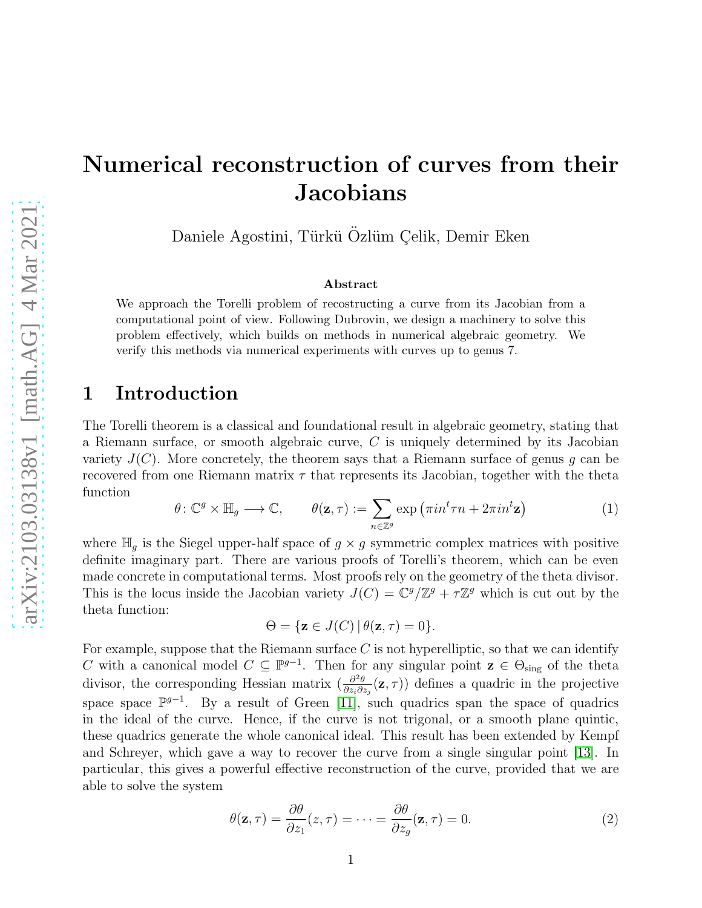# Numerical reconstruction of curves from their Jacobians

Daniele Agostini, Türkü Özlüm Çelik, Demir Eken

### Abstract

We approach the Torelli problem of recostructing a curve from its Jacobian from a computational point of view. Following Dubrovin, we design a machinery to solve this problem effectively, which builds on methods in numerical algebraic geometry. We verify this methods via numerical experiments with curves up to genus 7.

## 1 Introduction

The Torelli theorem is a classical and foundational result in algebraic geometry, stating that a Riemann surface, or smooth algebraic curve, $C$ is uniquely determined by its Jacobian variety $J(C)$. More concretely, the theorem says that a Riemann surface of genus $g$ can be recovered from one Riemann matrix $\tau$ that represents its Jacobian, together with the theta function

$$\theta\colon \mathbb{C}^g \times \mathbb{H}_g \longrightarrow \mathbb{C}, \qquad \theta(\mathbf{z}, \tau) := \sum_{n\in\mathbb{Z}^g} \exp\left(\pi i n^t \tau n + 2\pi i n^t \mathbf{z}\right) \tag{1}$$

where $\mathbb{H}_g$ is the Siegel upper-half space of $g \times g$ symmetric complex matrices with positive definite imaginary part. There are various proofs of Torelli's theorem, which can be even made concrete in computational terms. Most proofs rely on the geometry of the theta divisor. This is the locus inside the Jacobian variety $J(C) = \mathbb{C}^g/\mathbb{Z}^g + \tau\mathbb{Z}^g$ which is cut out by the theta function:

$$\Theta = \{\mathbf{z} \in J(C) \,|\, \theta(\mathbf{z}, \tau) = 0\}.$$

For example, suppose that the Riemann surface $C$ is not hyperelliptic, so that we can identify $C$ with a canonical model $C \subseteq \mathbb{P}^{g-1}$. Then for any singular point $\mathbf{z} \in \Theta_{\text{sing}}$ of the theta divisor, the corresponding Hessian matrix $(\frac{\partial^2\theta}{\partial z_i \partial z_j}(\mathbf{z}, \tau))$ defines a quadric in the projective space space $\mathbb{P}^{g-1}$. By a result of Green [11], such quadrics span the space of quadrics in the ideal of the curve. Hence, if the curve is not trigonal, or a smooth plane quintic, these quadrics generate the whole canonical ideal. This result has been extended by Kempf and Schreyer, which gave a way to recover the curve from a single singular point [13]. In particular, this gives a powerful effective reconstruction of the curve, provided that we are able to solve the system

$$\theta(\mathbf{z}, \tau) = \frac{\partial\theta}{\partial z_1}(z, \tau) = \cdots = \frac{\partial\theta}{\partial z_g}(\mathbf{z}, \tau) = 0. \tag{2}$$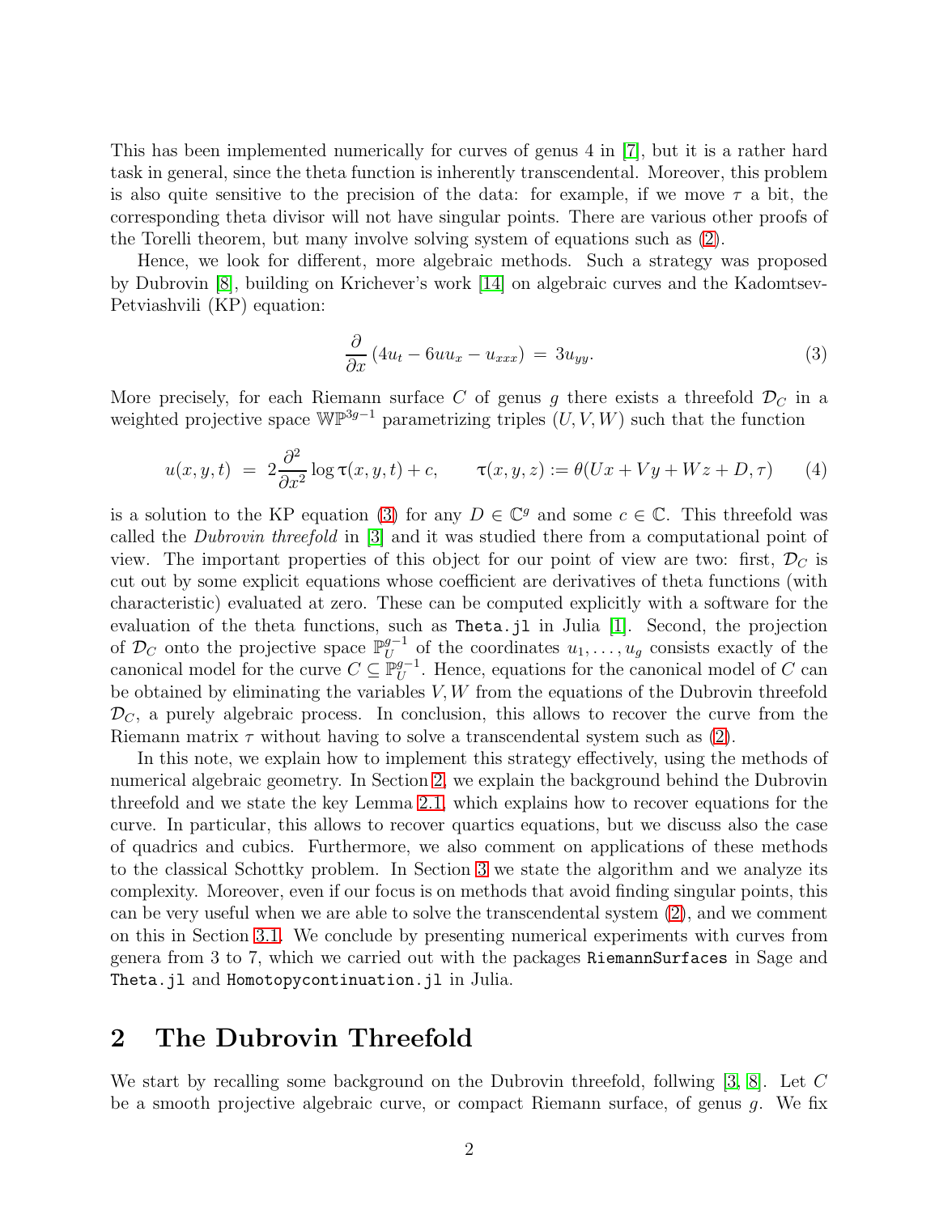This has been implemented numerically for curves of genus 4 in [7], but it is a rather hard task in general, since the theta function is inherently transcendental. Moreover, this problem is also quite sensitive to the precision of the data: for example, if we move $\tau$ a bit, the corresponding theta divisor will not have singular points. There are various other proofs of the Torelli theorem, but many involve solving system of equations such as (2).

Hence, we look for different, more algebraic methods. Such a strategy was proposed by Dubrovin [8], building on Krichever's work [14] on algebraic curves and the Kadomtsev-Petviashvili (KP) equation:

$$\frac{\partial}{\partial x}\left(4u_t - 6uu_x - u_{xxx}\right) \;=\; 3u_{yy}. \tag{3}$$

More precisely, for each Riemann surface $C$ of genus $g$ there exists a threefold $\mathcal{D}_C$ in a weighted projective space $\mathbb{WP}^{3g-1}$ parametrizing triples $(U, V, W)$ such that the function

$$u(x, y, t) \;=\; 2\frac{\partial^2}{\partial x^2}\log \tau(x, y, t) + c, \qquad \tau(x, y, z) := \theta(Ux + Vy + Wz + D, \tau) \tag{4}$$

is a solution to the KP equation (3) for any $D \in \mathbb{C}^g$ and some $c \in \mathbb{C}$. This threefold was called the *Dubrovin threefold* in [3] and it was studied there from a computational point of view. The important properties of this object for our point of view are two: first, $\mathcal{D}_C$ is cut out by some explicit equations whose coefficient are derivatives of theta functions (with characteristic) evaluated at zero. These can be computed explicitly with a software for the evaluation of the theta functions, such as `Theta.jl` in Julia [1]. Second, the projection of $\mathcal{D}_C$ onto the projective space $\mathbb{P}^{g-1}_U$ of the coordinates $u_1, \dots, u_g$ consists exactly of the canonical model for the curve $C \subseteq \mathbb{P}^{g-1}_U$. Hence, equations for the canonical model of $C$ can be obtained by eliminating the variables $V, W$ from the equations of the Dubrovin threefold $\mathcal{D}_C$, a purely algebraic process. In conclusion, this allows to recover the curve from the Riemann matrix $\tau$ without having to solve a transcendental system such as (2).

In this note, we explain how to implement this strategy effectively, using the methods of numerical algebraic geometry. In Section 2, we explain the background behind the Dubrovin threefold and we state the key Lemma 2.1, which explains how to recover equations for the curve. In particular, this allows to recover quartics equations, but we discuss also the case of quadrics and cubics. Furthermore, we also comment on applications of these methods to the classical Schottky problem. In Section 3 we state the algorithm and we analyze its complexity. Moreover, even if our focus is on methods that avoid finding singular points, this can be very useful when we are able to solve the transcendental system (2), and we comment on this in Section 3.1. We conclude by presenting numerical experiments with curves from genera from 3 to 7, which we carried out with the packages `RiemannSurfaces` in Sage and `Theta.jl` and `Homotopycontinuation.jl` in Julia.

## 2 The Dubrovin Threefold

We start by recalling some background on the Dubrovin threefold, follwing [3, 8]. Let $C$ be a smooth projective algebraic curve, or compact Riemann surface, of genus $g$. We fix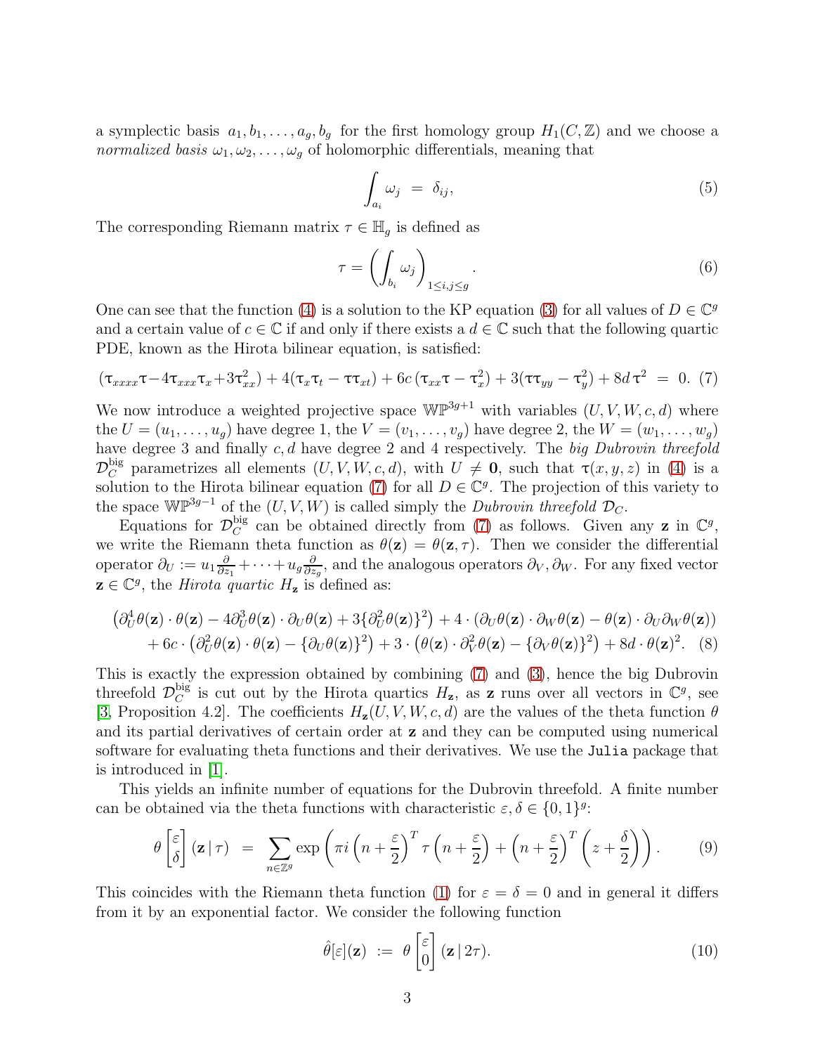a symplectic basis $a_1, b_1, \ldots, a_g, b_g$ for the first homology group $H_1(C, \mathbb{Z})$ and we choose a *normalized basis* $\omega_1, \omega_2, \ldots, \omega_g$ of holomorphic differentials, meaning that

$$\int_{a_i} \omega_j \;=\; \delta_{ij}, \tag{5}$$

The corresponding Riemann matrix $\tau \in \mathbb{H}_g$ is defined as

$$\tau = \left( \int_{b_i} \omega_j \right)_{1 \le i,j \le g}. \tag{6}$$

One can see that the function (4) is a solution to the KP equation (3) for all values of $D \in \mathbb{C}^g$ and a certain value of $c \in \mathbb{C}$ if and only if there exists a $d \in \mathbb{C}$ such that the following quartic PDE, known as the Hirota bilinear equation, is satisfied:

$$(\uptau_{xxxx}\uptau - 4\uptau_{xxx}\uptau_x + 3\uptau_{xx}^2) + 4(\uptau_x\uptau_t - \uptau\uptau_{xt}) + 6c\,(\uptau_{xx}\uptau - \uptau_x^2) + 3(\uptau\uptau_{yy} - \uptau_y^2) + 8d\,\uptau^2 \;=\; 0. \tag{7}$$

We now introduce a weighted projective space $\mathbb{WP}^{3g+1}$ with variables $(U, V, W, c, d)$ where the $U = (u_1, \ldots, u_g)$ have degree 1, the $V = (v_1, \ldots, v_g)$ have degree 2, the $W = (w_1, \ldots, w_g)$ have degree 3 and finally $c, d$ have degree 2 and 4 respectively. The *big Dubrovin threefold* $\mathcal{D}_C^{\text{big}}$ parametrizes all elements $(U, V, W, c, d)$, with $U \neq \mathbf{0}$, such that $\uptau(x, y, z)$ in (4) is a solution to the Hirota bilinear equation (7) for all $D \in \mathbb{C}^g$. The projection of this variety to the space $\mathbb{WP}^{3g-1}$ of the $(U, V, W)$ is called simply the *Dubrovin threefold* $\mathcal{D}_C$.

Equations for $\mathcal{D}_C^{\text{big}}$ can be obtained directly from (7) as follows. Given any $\mathbf{z}$ in $\mathbb{C}^g$, we write the Riemann theta function as $\theta(\mathbf{z}) = \theta(\mathbf{z}, \tau)$. Then we consider the differential operator $\partial_U := u_1 \frac{\partial}{\partial z_1} + \cdots + u_g \frac{\partial}{\partial z_g}$, and the analogous operators $\partial_V, \partial_W$. For any fixed vector $\mathbf{z} \in \mathbb{C}^g$, the *Hirota quartic* $H_{\mathbf{z}}$ is defined as:

$$\begin{aligned}
\big(\partial_U^4\theta(\mathbf{z}) \cdot \theta(\mathbf{z}) - 4\partial_U^3\theta(\mathbf{z}) \cdot \partial_U\theta(\mathbf{z}) + 3\{\partial_U^2\theta(\mathbf{z})\}^2\big) + 4 \cdot (\partial_U\theta(\mathbf{z}) \cdot \partial_W\theta(\mathbf{z}) - \theta(\mathbf{z}) \cdot \partial_U\partial_W\theta(\mathbf{z})) \\
+ 6c \cdot \big(\partial_U^2\theta(\mathbf{z}) \cdot \theta(\mathbf{z}) - \{\partial_U\theta(\mathbf{z})\}^2\big) + 3 \cdot \big(\theta(\mathbf{z}) \cdot \partial_V^2\theta(\mathbf{z}) - \{\partial_V\theta(\mathbf{z})\}^2\big) + 8d \cdot \theta(\mathbf{z})^2.
\end{aligned} \tag{8}$$

This is exactly the expression obtained by combining (7) and (3), hence the big Dubrovin threefold $\mathcal{D}_C^{\text{big}}$ is cut out by the Hirota quartics $H_{\mathbf{z}}$, as $\mathbf{z}$ runs over all vectors in $\mathbb{C}^g$, see [3, Proposition 4.2]. The coefficients $H_{\mathbf{z}}(U, V, W, c, d)$ are the values of the theta function $\theta$ and its partial derivatives of certain order at $\mathbf{z}$ and they can be computed using numerical software for evaluating theta functions and their derivatives. We use the `Julia` package that is introduced in [1].

This yields an infinite number of equations for the Dubrovin threefold. A finite number can be obtained via the theta functions with characteristic $\varepsilon, \delta \in \{0, 1\}^g$:

$$\theta\begin{bmatrix}\varepsilon \\ \delta\end{bmatrix}(\mathbf{z}\,|\,\tau) \;=\; \sum_{n \in \mathbb{Z}^g} \exp\left(\pi i \left(n + \frac{\varepsilon}{2}\right)^T \tau \left(n + \frac{\varepsilon}{2}\right) + \left(n + \frac{\varepsilon}{2}\right)^T \left(z + \frac{\delta}{2}\right)\right). \tag{9}$$

This coincides with the Riemann theta function (1) for $\varepsilon = \delta = 0$ and in general it differs from it by an exponential factor. We consider the following function

$$\hat{\theta}[\varepsilon](\mathbf{z}) \;:=\; \theta\begin{bmatrix}\varepsilon \\ 0\end{bmatrix}(\mathbf{z}\,|\,2\tau). \tag{10}$$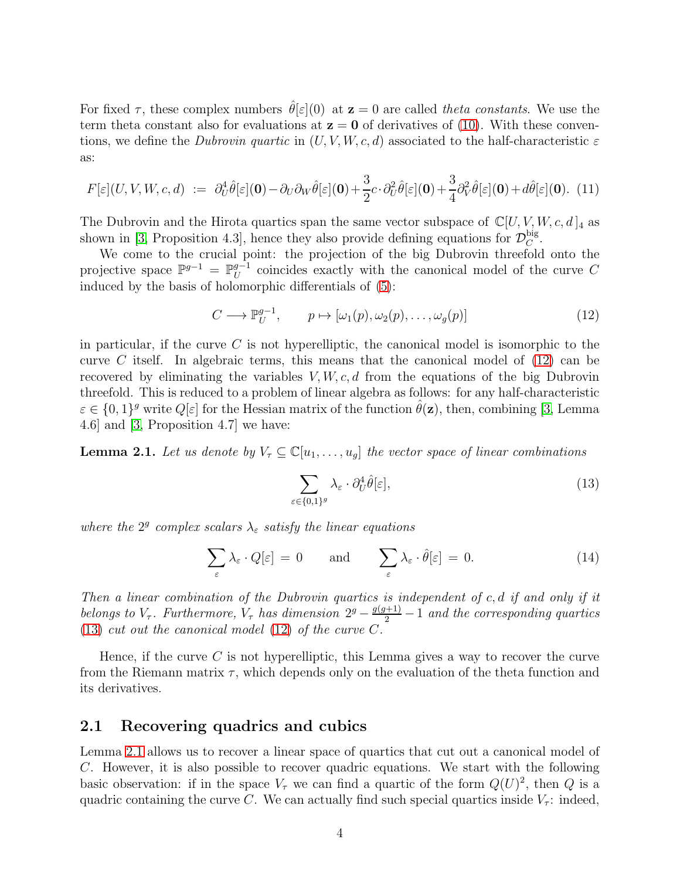For fixed $\tau$, these complex numbers $\hat{\theta}[\varepsilon](0)$ at $\mathbf{z} = 0$ are called *theta constants*. We use the term theta constant also for evaluations at $\mathbf{z} = \mathbf{0}$ of derivatives of (10). With these conventions, we define the *Dubrovin quartic* in $(U, V, W, c, d)$ associated to the half-characteristic $\varepsilon$ as:

$$F[\varepsilon](U,V,W,c,d) \;:=\; \partial_U^4\hat{\theta}[\varepsilon](\mathbf{0}) - \partial_U\partial_W\hat{\theta}[\varepsilon](\mathbf{0}) + \frac{3}{2}c\cdot\partial_U^2\hat{\theta}[\varepsilon](\mathbf{0}) + \frac{3}{4}\partial_V^2\hat{\theta}[\varepsilon](\mathbf{0}) + d\hat{\theta}[\varepsilon](\mathbf{0}). \quad (11)$$

The Dubrovin and the Hirota quartics span the same vector subspace of $\mathbb{C}[U,V,W,c,d]_4$ as shown in [3, Proposition 4.3], hence they also provide defining equations for $\mathcal{D}_C^{\text{big}}$.

We come to the crucial point: the projection of the big Dubrovin threefold onto the projective space $\mathbb{P}^{g-1} = \mathbb{P}_U^{g-1}$ coincides exactly with the canonical model of the curve $C$ induced by the basis of holomorphic differentials of (5):

$$C \longrightarrow \mathbb{P}_U^{g-1}, \qquad p \mapsto [\omega_1(p), \omega_2(p), \ldots, \omega_g(p)] \quad (12)$$

in particular, if the curve $C$ is not hyperelliptic, the canonical model is isomorphic to the curve $C$ itself. In algebraic terms, this means that the canonical model of (12) can be recovered by eliminating the variables $V, W, c, d$ from the equations of the big Dubrovin threefold. This is reduced to a problem of linear algebra as follows: for any half-characteristic $\varepsilon \in \{0,1\}^g$ write $Q[\varepsilon]$ for the Hessian matrix of the function $\hat{\theta}(\mathbf{z})$, then, combining [3, Lemma 4.6] and [3, Proposition 4.7] we have:

**Lemma 2.1.** *Let us denote by $V_\tau \subseteq \mathbb{C}[u_1,\ldots,u_g]$ the vector space of linear combinations*

$$\sum_{\varepsilon\in\{0,1\}^g} \lambda_\varepsilon \cdot \partial_U^4\hat{\theta}[\varepsilon], \quad (13)$$

*where the $2^g$ complex scalars $\lambda_\varepsilon$ satisfy the linear equations*

$$\sum_\varepsilon \lambda_\varepsilon \cdot Q[\varepsilon] \;=\; 0 \qquad \text{and} \qquad \sum_\varepsilon \lambda_\varepsilon \cdot \hat{\theta}[\varepsilon] \;=\; 0. \quad (14)$$

*Then a linear combination of the Dubrovin quartics is independent of $c, d$ if and only if it belongs to $V_\tau$. Furthermore, $V_\tau$ has dimension $2^g - \frac{g(g+1)}{2} - 1$ and the corresponding quartics (13) cut out the canonical model (12) of the curve $C$.*

Hence, if the curve $C$ is not hyperelliptic, this Lemma gives a way to recover the curve from the Riemann matrix $\tau$, which depends only on the evaluation of the theta function and its derivatives.

## 2.1 Recovering quadrics and cubics

Lemma 2.1 allows us to recover a linear space of quartics that cut out a canonical model of $C$. However, it is also possible to recover quadric equations. We start with the following basic observation: if in the space $V_\tau$ we can find a quartic of the form $Q(U)^2$, then $Q$ is a quadric containing the curve $C$. We can actually find such special quartics inside $V_\tau$: indeed,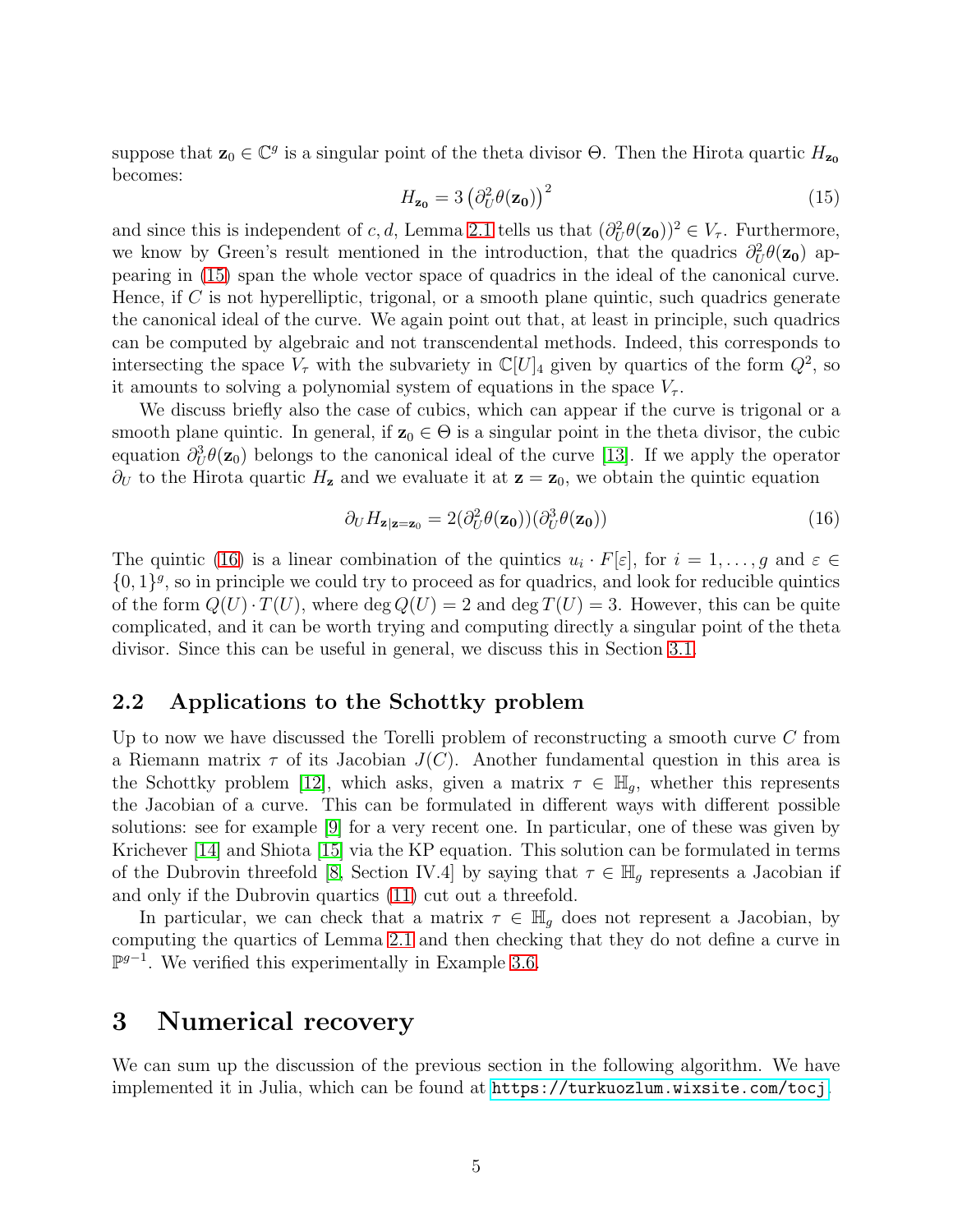suppose that $\mathbf{z}_0 \in \mathbb{C}^g$ is a singular point of the theta divisor $\Theta$. Then the Hirota quartic $H_{\mathbf{z_0}}$ becomes:

$$H_{\mathbf{z_0}} = 3\left(\partial_U^2\theta(\mathbf{z_0})\right)^2 \tag{15}$$

and since this is independent of $c, d$, Lemma 2.1 tells us that $(\partial_U^2\theta(\mathbf{z_0}))^2 \in V_\tau$. Furthermore, we know by Green's result mentioned in the introduction, that the quadrics $\partial_U^2\theta(\mathbf{z_0})$ appearing in (15) span the whole vector space of quadrics in the ideal of the canonical curve. Hence, if $C$ is not hyperelliptic, trigonal, or a smooth plane quintic, such quadrics generate the canonical ideal of the curve. We again point out that, at least in principle, such quadrics can be computed by algebraic and not transcendental methods. Indeed, this corresponds to intersecting the space $V_\tau$ with the subvariety in $\mathbb{C}[U]_4$ given by quartics of the form $Q^2$, so it amounts to solving a polynomial system of equations in the space $V_\tau$.

We discuss briefly also the case of cubics, which can appear if the curve is trigonal or a smooth plane quintic. In general, if $\mathbf{z}_0 \in \Theta$ is a singular point in the theta divisor, the cubic equation $\partial_U^3\theta(\mathbf{z}_0)$ belongs to the canonical ideal of the curve [13]. If we apply the operator $\partial_U$ to the Hirota quartic $H_{\mathbf{z}}$ and we evaluate it at $\mathbf{z} = \mathbf{z}_0$, we obtain the quintic equation

$$\partial_U H_{\mathbf{z}|\mathbf{z}=\mathbf{z_0}} = 2(\partial_U^2\theta(\mathbf{z_0}))(\partial_U^3\theta(\mathbf{z_0})) \tag{16}$$

The quintic (16) is a linear combination of the quintics $u_i \cdot F[\varepsilon]$, for $i = 1, \ldots, g$ and $\varepsilon \in \{0,1\}^g$, so in principle we could try to proceed as for quadrics, and look for reducible quintics of the form $Q(U) \cdot T(U)$, where $\deg Q(U) = 2$ and $\deg T(U) = 3$. However, this can be quite complicated, and it can be worth trying and computing directly a singular point of the theta divisor. Since this can be useful in general, we discuss this in Section 3.1.

## 2.2 Applications to the Schottky problem

Up to now we have discussed the Torelli problem of reconstructing a smooth curve $C$ from a Riemann matrix $\tau$ of its Jacobian $J(C)$. Another fundamental question in this area is the Schottky problem [12], which asks, given a matrix $\tau \in \mathbb{H}_g$, whether this represents the Jacobian of a curve. This can be formulated in different ways with different possible solutions: see for example [9] for a very recent one. In particular, one of these was given by Krichever [14] and Shiota [15] via the KP equation. This solution can be formulated in terms of the Dubrovin threefold [8, Section IV.4] by saying that $\tau \in \mathbb{H}_g$ represents a Jacobian if and only if the Dubrovin quartics (11) cut out a threefold.

In particular, we can check that a matrix $\tau \in \mathbb{H}_g$ does not represent a Jacobian, by computing the quartics of Lemma 2.1 and then checking that they do not define a curve in $\mathbb{P}^{g-1}$. We verified this experimentally in Example 3.6.

# 3 Numerical recovery

We can sum up the discussion of the previous section in the following algorithm. We have implemented it in Julia, which can be found at https://turkuozlum.wixsite.com/tocj.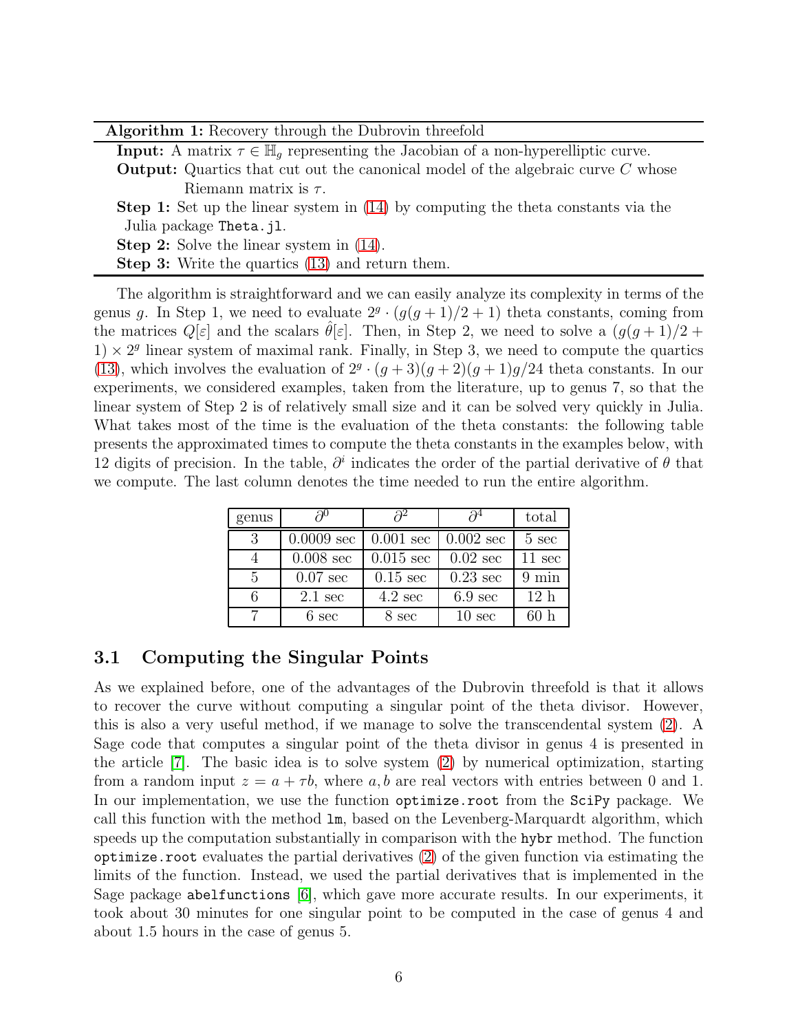**Algorithm 1:** Recovery through the Dubrovin threefold

**Input:** A matrix $\tau \in \mathbb{H}_g$ representing the Jacobian of a non-hyperelliptic curve.

**Output:** Quartics that cut out the canonical model of the algebraic curve $C$ whose Riemann matrix is $\tau$.

**Step 1:** Set up the linear system in (14) by computing the theta constants via the Julia package `Theta.jl`.

**Step 2:** Solve the linear system in (14).

**Step 3:** Write the quartics (13) and return them.

---

The algorithm is straightforward and we can easily analyze its complexity in terms of the genus $g$. In Step 1, we need to evaluate $2^g \cdot (g(g+1)/2+1)$ theta constants, coming from the matrices $Q[\varepsilon]$ and the scalars $\hat{\theta}[\varepsilon]$. Then, in Step 2, we need to solve a $(g(g+1)/2+1) \times 2^g$ linear system of maximal rank. Finally, in Step 3, we need to compute the quartics (13), which involves the evaluation of $2^g \cdot (g+3)(g+2)(g+1)g/24$ theta constants. In our experiments, we considered examples, taken from the literature, up to genus 7, so that the linear system of Step 2 is of relatively small size and it can be solved very quickly in Julia. What takes most of the time is the evaluation of the theta constants: the following table presents the approximated times to compute the theta constants in the examples below, with 12 digits of precision. In the table, $\partial^i$ indicates the order of the partial derivative of $\theta$ that we compute. The last column denotes the time needed to run the entire algorithm.

| genus | $\partial^0$ | $\partial^2$ | $\partial^4$ | total |
|---|---|---|---|---|
| 3 | 0.0009 sec | 0.001 sec | 0.002 sec | 5 sec |
| 4 | 0.008 sec | 0.015 sec | 0.02 sec | 11 sec |
| 5 | 0.07 sec | 0.15 sec | 0.23 sec | 9 min |
| 6 | 2.1 sec | 4.2 sec | 6.9 sec | 12 h |
| 7 | 6 sec | 8 sec | 10 sec | 60 h |

## 3.1 Computing the Singular Points

As we explained before, one of the advantages of the Dubrovin threefold is that it allows to recover the curve without computing a singular point of the theta divisor. However, this is also a very useful method, if we manage to solve the transcendental system (2). A Sage code that computes a singular point of the theta divisor in genus 4 is presented in the article [7]. The basic idea is to solve system (2) by numerical optimization, starting from a random input $z = a + \tau b$, where $a, b$ are real vectors with entries between 0 and 1. In our implementation, we use the function `optimize.root` from the `SciPy` package. We call this function with the method `lm`, based on the Levenberg-Marquardt algorithm, which speeds up the computation substantially in comparison with the `hybr` method. The function `optimize.root` evaluates the partial derivatives (2) of the given function via estimating the limits of the function. Instead, we used the partial derivatives that is implemented in the Sage package `abelfunctions` [6], which gave more accurate results. In our experiments, it took about 30 minutes for one singular point to be computed in the case of genus 4 and about 1.5 hours in the case of genus 5.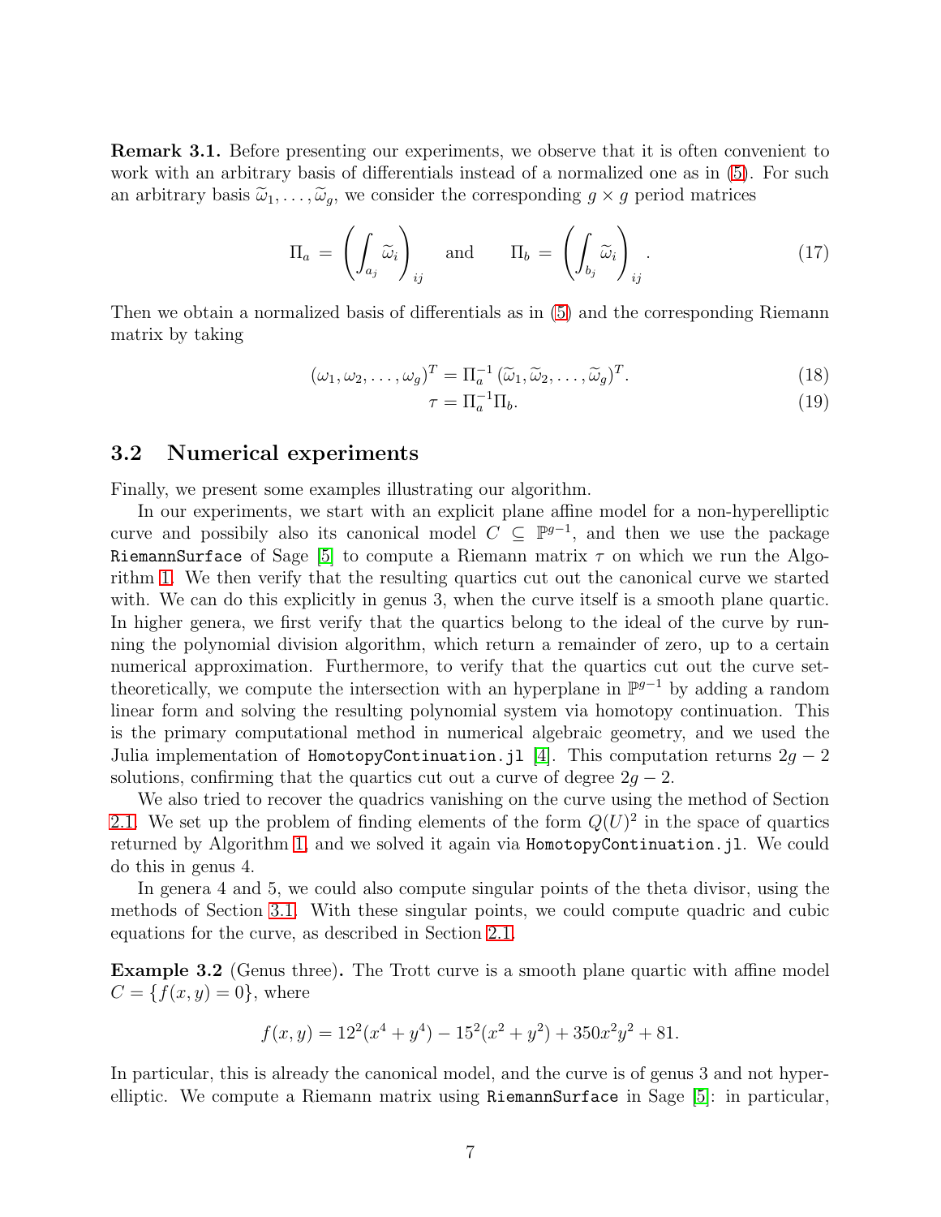**Remark 3.1.** Before presenting our experiments, we observe that it is often convenient to work with an arbitrary basis of differentials instead of a normalized one as in (5). For such an arbitrary basis $\widetilde{\omega}_1, \dots, \widetilde{\omega}_g$, we consider the corresponding $g \times g$ period matrices

$$\Pi_a = \left( \int_{a_j} \widetilde{\omega}_i \right)_{ij} \quad \text{and} \quad \Pi_b = \left( \int_{b_j} \widetilde{\omega}_i \right)_{ij}. \tag{17}$$

Then we obtain a normalized basis of differentials as in (5) and the corresponding Riemann matrix by taking

$$(\omega_1, \omega_2, \dots, \omega_g)^T = \Pi_a^{-1} (\widetilde{\omega}_1, \widetilde{\omega}_2, \dots, \widetilde{\omega}_g)^T. \tag{18}$$

$$\tau = \Pi_a^{-1} \Pi_b. \tag{19}$$

## 3.2 Numerical experiments

Finally, we present some examples illustrating our algorithm.

In our experiments, we start with an explicit plane affine model for a non-hyperelliptic curve and possibly also its canonical model $C \subseteq \mathbb{P}^{g-1}$, and then we use the package `RiemannSurface` of Sage [5] to compute a Riemann matrix $\tau$ on which we run the Algorithm 1. We then verify that the resulting quartics cut out the canonical curve we started with. We can do this explicitly in genus 3, when the curve itself is a smooth plane quartic. In higher genera, we first verify that the quartics belong to the ideal of the curve by running the polynomial division algorithm, which return a remainder of zero, up to a certain numerical approximation. Furthermore, to verify that the quartics cut out the curve set-theoretically, we compute the intersection with an hyperplane in $\mathbb{P}^{g-1}$ by adding a random linear form and solving the resulting polynomial system via homotopy continuation. This is the primary computational method in numerical algebraic geometry, and we used the Julia implementation of `HomotopyContinuation.jl` [4]. This computation returns $2g-2$ solutions, confirming that the quartics cut out a curve of degree $2g-2$.

We also tried to recover the quadrics vanishing on the curve using the method of Section 2.1. We set up the problem of finding elements of the form $Q(U)^2$ in the space of quartics returned by Algorithm 1, and we solved it again via `HomotopyContinuation.jl`. We could do this in genus 4.

In genera 4 and 5, we could also compute singular points of the theta divisor, using the methods of Section 3.1. With these singular points, we could compute quadric and cubic equations for the curve, as described in Section 2.1.

**Example 3.2** (Genus three)**.** The Trott curve is a smooth plane quartic with affine model $C = \{f(x, y) = 0\}$, where

$$f(x, y) = 12^2(x^4 + y^4) - 15^2(x^2 + y^2) + 350x^2y^2 + 81.$$

In particular, this is already the canonical model, and the curve is of genus 3 and not hyperelliptic. We compute a Riemann matrix using `RiemannSurface` in Sage [5]: in particular,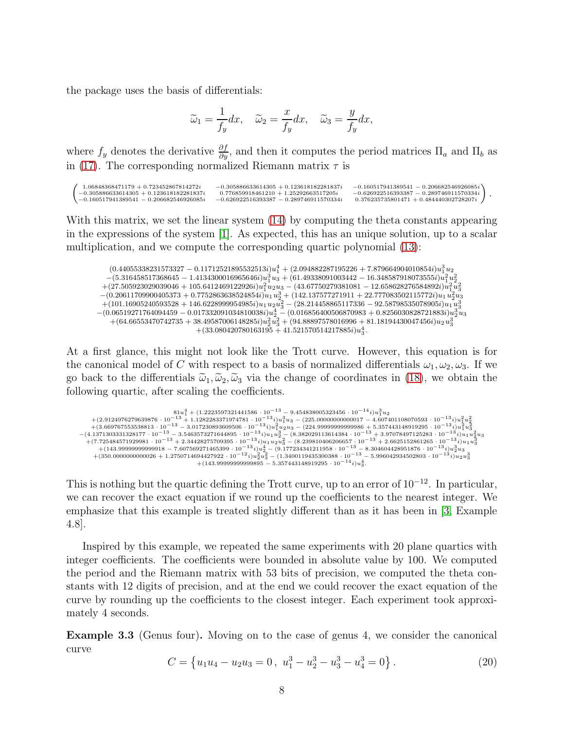the package uses the basis of differentials:

$$\widetilde{\omega}_1 = \frac{1}{f_y}dx, \quad \widetilde{\omega}_2 = \frac{x}{f_y}dx, \quad \widetilde{\omega}_3 = \frac{y}{f_y}dx,$$

where $f_y$ denotes the derivative $\frac{\partial f}{\partial y}$, and then it computes the period matrices $\Pi_a$ and $\Pi_b$ as in (17). The corresponding normalized Riemann matrix $\tau$ is

$$\begin{pmatrix} 1.06848368471179 + 0.723452867814272i & -0.305886633614305 + 0.123618182281837i & -0.160517941389541 - 0.206682546926085i \\ -0.305886633614305 + 0.123618182281837i & 0.776859918461210 + 1.25292663517205i & -0.626922516393387 - 0.289746911570334i \\ -0.160517941389541 - 0.206682546926085i & -0.626922516393387 - 0.289746911570334i & 0.376235735801471 + 0.484440302728207i \end{pmatrix}.$$

With this matrix, we set the linear system (14) by computing the theta constants appearing in the expressions of the system [1]. As expected, this has an unique solution, up to a scalar multiplication, and we compute the corresponding quartic polynomial (13):

$$\begin{gathered}
(0.44055338231573327 - 0.11712521895532513i)u_1^4 + (2.094882287195226 + 7.879664904010854i)u_1^3u_2 \\
-(5.316458517368645 - 1.4134300016965646i)u_1^3u_3 + (61.49338091003442 - 16.348587918073555i)u_1^2u_2^2 \\
+(27.505923029039046 + 105.6412469122926i)u_1^2u_2u_3 - (43.67750279381081 - 12.658628276584892i)u_1^2u_3^2 \\
-(0.20611709900405373 + 0.7752863638524854i)u_1u_2^3 + (142.137577271911 + 22.777083502115772i)u_1u_2^2u_3 \\
+(101.16905240593528 + 146.6228999954985i)u_1u_2u_3^2 - (28.214458865117336 - 92.58798535078905i)u_1u_3^3 \\
-(0.06519271764094459 - 0.017332091034810038i)u_2^4 - (0.016856400506870983 + 0.8256030828721883i)u_2^3u_3 \\
+(64.66553470742735 + 38.49587006148285i)u_2^2u_3^2 + (94.88897578016996 + 81.18194430047456i)u_2u_3^3 \\
+(33.080420780163195 + 41.521570514217885i)u_3^4.
\end{gathered}$$

At a first glance, this might not look like the Trott curve. However, this equation is for the canonical model of $C$ with respect to a basis of normalized differentials $\omega_1, \omega_2, \omega_3$. If we go back to the differentials $\widetilde{\omega}_1, \widetilde{\omega}_2, \widetilde{\omega}_3$ via the change of coordinates in (18), we obtain the following quartic, after scaling the coefficients.

$$\begin{gathered}
81u_1^4 + (1.2223597321441586 \cdot 10^{-13} - 9.454838005323456 \cdot 10^{-14}i)u_1^3u_2 \\
+(2.9124976279639876 \cdot 10^{-13} + 1.1282283371974781 \cdot 10^{-13}i)u_1^3u_3 - (225.00000000000017 - 4.607401108070593 \cdot 10^{-13}i)u_1^2u_2^2 \\
+(3.669767553538813 \cdot 10^{-13} - 3.017230893609506 \cdot 10^{-13}i)u_1^2u_2u_3 - (224.99999999999986 + 5.357443148919295 \cdot 10^{-13}i)u_1^2u_3^2 \\
-(4.1371303331328177 \cdot 10^{-13} - 3.5463573271644895 \cdot 10^{-13}i)u_1u_2^3 - (8.382029113614384 \cdot 10^{-13} + 3.97078497125283 \cdot 10^{-13}i)u_1u_2^2u_3 \\
+(7.725484571929981 \cdot 10^{-13} + 2.34428275709395 \cdot 10^{-13}i)u_1u_2u_3^2 - (8.239810406206657 \cdot 10^{-13} + 2.6625152861265 \cdot 10^{-13}i)u_1u_3^3 \\
+(143.99999999999918 - 7.607569271465399 \cdot 10^{-13}i)u_2^4 - (9.177234341211958 \cdot 10^{-13} - 8.304604428951876 \cdot 10^{-13}i)u_2^3u_3 \\
+(350.0000000000026 + 1.2750714694427922 \cdot 10^{-12}i)u_2^2u_3^2 - (1.3400119435300388 \cdot 10^{-13} - 5.996042934502803 \cdot 10^{-13}i)u_2u_3^3 \\
+(143.99999999999895 - 5.357443148919295 \cdot 10^{-14}i)u_3^4.
\end{gathered}$$

This is nothing but the quartic defining the Trott curve, up to an error of $10^{-12}$. In particular, we can recover the exact equation if we round up the coefficients to the nearest integer. We emphasize that this example is treated slightly different than as it has been in [3, Example 4.8].

Inspired by this example, we repeated the same experiments with 20 plane quartics with integer coefficients. The coefficients were bounded in absolute value by 100. We computed the period and the Riemann matrix with 53 bits of precision, we computed the theta constants with 12 digits of precision, and at the end we could recover the exact equation of the curve by rounding up the coefficients to the closest integer. Each experiment took approximately 4 seconds.

**Example 3.3** (Genus four)**.** Moving on to the case of genus 4, we consider the canonical curve

$$C = \left\{ u_1u_4 - u_2u_3 = 0\,,\ u_1^3 - u_2^3 - u_3^3 - u_4^3 = 0 \right\}. \tag{20}$$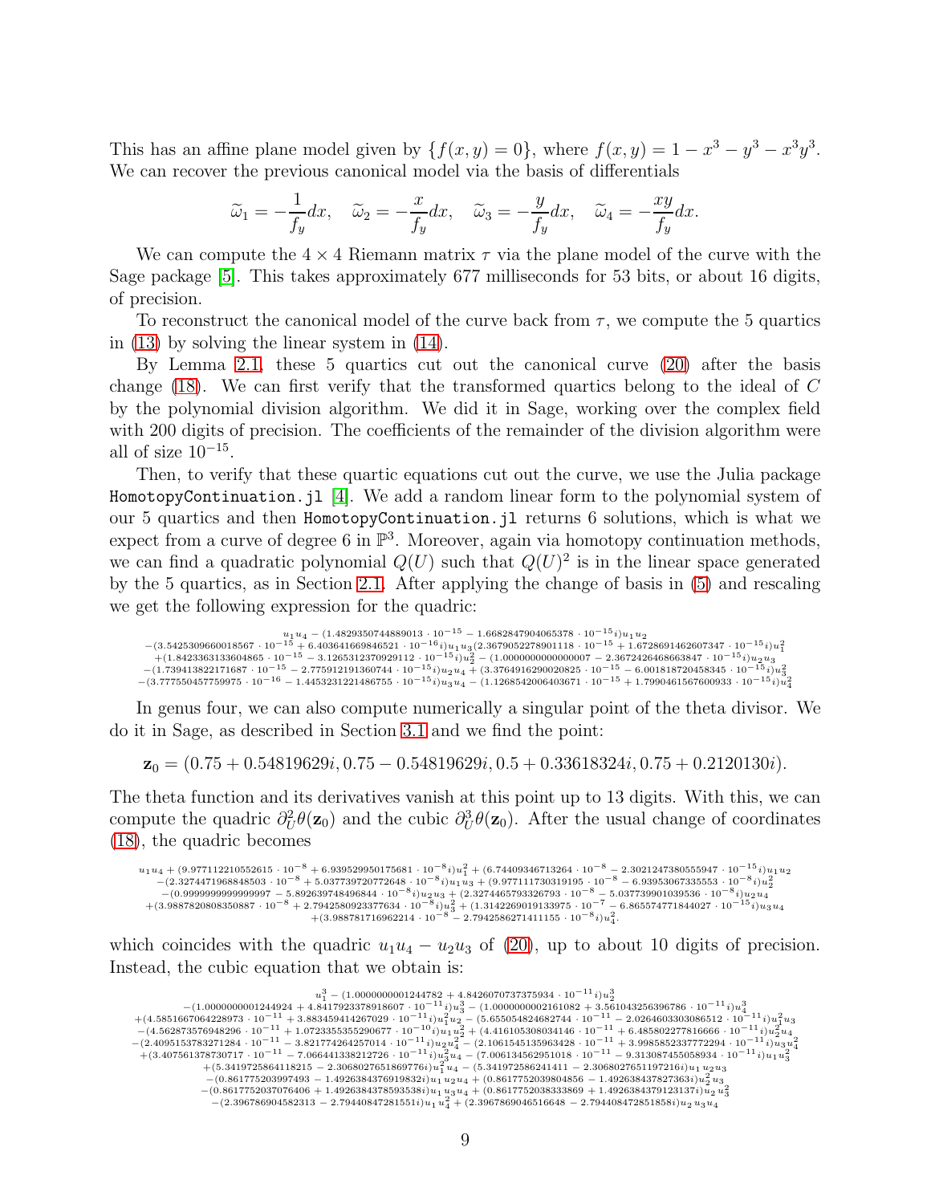This has an affine plane model given by $\{f(x,y)=0\}$, where $f(x,y) = 1 - x^3 - y^3 - x^3y^3$. We can recover the previous canonical model via the basis of differentials

$$\widetilde{\omega}_1 = -\frac{1}{f_y}dx, \quad \widetilde{\omega}_2 = -\frac{x}{f_y}dx, \quad \widetilde{\omega}_3 = -\frac{y}{f_y}dx, \quad \widetilde{\omega}_4 = -\frac{xy}{f_y}dx.$$

We can compute the $4\times 4$ Riemann matrix $\tau$ via the plane model of the curve with the Sage package [5]. This takes approximately 677 milliseconds for 53 bits, or about 16 digits, of precision.

To reconstruct the canonical model of the curve back from $\tau$, we compute the 5 quartics in (13) by solving the linear system in (14).

By Lemma 2.1, these 5 quartics cut out the canonical curve (20) after the basis change (18). We can first verify that the transformed quartics belong to the ideal of $C$ by the polynomial division algorithm. We did it in Sage, working over the complex field with 200 digits of precision. The coefficients of the remainder of the division algorithm were all of size $10^{-15}$.

Then, to verify that these quartic equations cut out the curve, we use the Julia package `HomotopyContinuation.jl` [4]. We add a random linear form to the polynomial system of our 5 quartics and then `HomotopyContinuation.jl` returns 6 solutions, which is what we expect from a curve of degree 6 in $\mathbb{P}^3$. Moreover, again via homotopy continuation methods, we can find a quadratic polynomial $Q(U)$ such that $Q(U)^2$ is in the linear space generated by the 5 quartics, as in Section 2.1. After applying the change of basis in (5) and rescaling we get the following expression for the quadric:

$$\begin{gathered}
u_1u_4 - (1.4829350744889013\cdot 10^{-15} - 1.6682847904065378\cdot 10^{-15}i)u_1u_2 \\
-(3.5425309660018567\cdot 10^{-15} + 6.403641669846521\cdot 10^{-16}i)u_1u_3(2.3679052278901118\cdot 10^{-15} + 1.6728691462607347\cdot 10^{-15}i)u_1^2 \\
+(1.8423363133604865\cdot 10^{-15} - 3.1265312370929112\cdot 10^{-15}i)u_2^2 - (1.0000000000000007 - 2.3672426468663847\cdot 10^{-15}i)u_2u_3 \\
-(1.739413822171687\cdot 10^{-15} - 2.775912191360744\cdot 10^{-15}i)u_2u_4 + (3.3764916290020825\cdot 10^{-15} - 6.001818720458345\cdot 10^{-15}i)u_3^2 \\
-(3.777550457759975\cdot 10^{-16} - 1.4453231221486755\cdot 10^{-15}i)u_3u_4 - (1.1268542006403671\cdot 10^{-15} + 1.7990461567600933\cdot 10^{-15}i)u_4^2
\end{gathered}$$

In genus four, we can also compute numerically a singular point of the theta divisor. We do it in Sage, as described in Section 3.1 and we find the point:

$$\mathbf{z}_0 = (0.75 + 0.54819629i, 0.75 - 0.54819629i, 0.5 + 0.33618324i, 0.75 + 0.2120130i).$$

The theta function and its derivatives vanish at this point up to 13 digits. With this, we can compute the quadric $\partial_U^2\theta(\mathbf{z}_0)$ and the cubic $\partial_U^3\theta(\mathbf{z}_0)$. After the usual change of coordinates (18), the quadric becomes

$$\begin{gathered}
u_1u_4 + (9.977112210552615\cdot 10^{-8} + 6.939529950175681\cdot 10^{-8}i)u_1^2 + (6.74409346713264\cdot 10^{-8} - 2.3021247380555947\cdot 10^{-15}i)u_1u_2 \\
-(2.3274471968848503\cdot 10^{-8} + 5.037739720772648\cdot 10^{-8}i)u_1u_3 + (9.977111730319195\cdot 10^{-8} - 6.93953067335553\cdot 10^{-8}i)u_2^2 \\
-(0.9999999999999997 - 5.892639748496844\cdot 10^{-8}i)u_2u_3 + (2.3274465793326793\cdot 10^{-8} - 5.037739901039536\cdot 10^{-8}i)u_2u_4 \\
+(3.9887820808350887\cdot 10^{-8} + 2.7942580923377634\cdot 10^{-8}i)u_3^2 + (1.3142269019133975\cdot 10^{-7} - 6.865574771844027\cdot 10^{-15}i)u_3u_4 \\
+(3.988781716962214\cdot 10^{-8} - 2.7942586271411155\cdot 10^{-8}i)u_4^2.
\end{gathered}$$

which coincides with the quadric $u_1u_4 - u_2u_3$ of (20), up to about 10 digits of precision. Instead, the cubic equation that we obtain is:

$$\begin{gathered}
u_1^3 - (1.0000000001244782 + 4.8426070737375934\cdot 10^{-11}i)u_2^3 \\
-(1.0000000001244924 + 4.8417923378918607\cdot 10^{-11}i)u_3^3 - (1.0000000002161082 + 3.561043256396786\cdot 10^{-11}i)u_4^3 \\
+(4.5851667064228973\cdot 10^{-11} + 3.883459414267029\cdot 10^{-11}i)u_1^2u_2 - (5.655054824682744\cdot 10^{-11} - 2.0264603303086512\cdot 10^{-11}i)u_1^2u_3 \\
-(4.562873576948296\cdot 10^{-11} + 1.0723355355290677\cdot 10^{-10}i)u_1u_2^2 + (4.416105308034146\cdot 10^{-11} + 6.485802277816666\cdot 10^{-11}i)u_2^2u_4 \\
-(2.4095153783271284\cdot 10^{-11} - 3.821774264257014\cdot 10^{-11}i)u_2u_4^2 - (2.1061545135963428\cdot 10^{-11} + 3.9985852337772294\cdot 10^{-11}i)u_3u_4^2 \\
+(3.407561378730717\cdot 10^{-11} - 7.066441338212726\cdot 10^{-11}i)u_3^2u_4 - (7.006134562951018\cdot 10^{-11} - 9.313087455058934\cdot 10^{-11}i)u_1u_3^2 \\
+(5.3419725864118215 - 2.3068027651869776i)u_1^2u_4 - (5.341972586241411 - 2.3068027651197216i)u_1u_2u_3 \\
-(0.861775203997493 - 1.4926384376919832i)u_1u_2u_4 + (0.8617752039804856 - 1.492638437827363i)u_2^2u_3 \\
-(0.8617752037076406 + 1.4926384378593538i)u_1u_3u_4 + (0.8617752038333869 + 1.4926384379123137i)u_2u_3^2 \\
-(2.396786904582313 - 2.79440847281551i)u_1u_4^2 + (2.3967869046516648 - 2.794408472851858i)u_2u_3u_4
\end{gathered}$$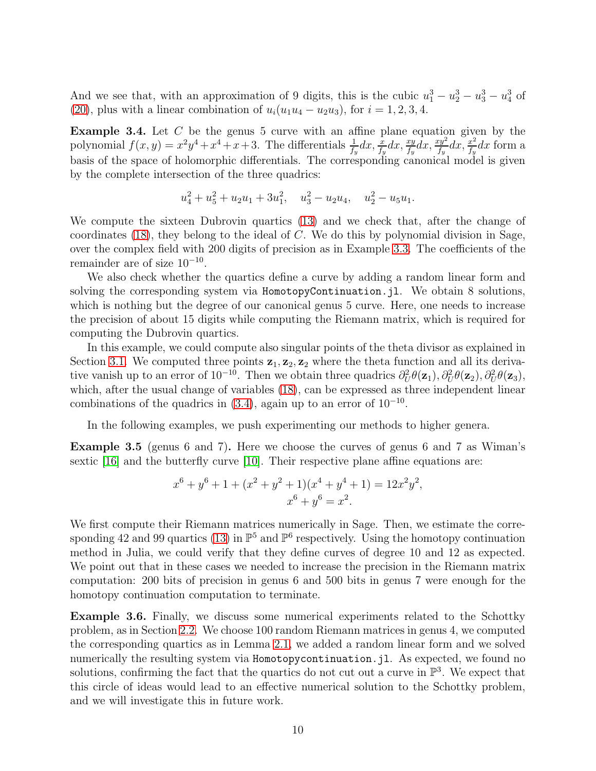And we see that, with an approximation of 9 digits, this is the cubic $u_1^3 - u_2^3 - u_3^3 - u_4^3$ of (20), plus with a linear combination of $u_i(u_1u_4 - u_2u_3)$, for $i = 1, 2, 3, 4$.

**Example 3.4.** Let $C$ be the genus 5 curve with an affine plane equation given by the polynomial $f(x, y) = x^2y^4 + x^4 + x + 3$. The differentials $\frac{1}{f_y}dx, \frac{x}{f_y}dx, \frac{xy}{f_y}dx, \frac{xy^2}{f_y}dx, \frac{x^2}{f_y}dx$ form a basis of the space of holomorphic differentials. The corresponding canonical model is given by the complete intersection of the three quadrics:

$$u_4^2 + u_5^2 + u_2u_1 + 3u_1^2, \quad u_3^2 - u_2u_4, \quad u_2^2 - u_5u_1.$$

We compute the sixteen Dubrovin quartics (13) and we check that, after the change of coordinates (18), they belong to the ideal of $C$. We do this by polynomial division in Sage, over the complex field with 200 digits of precision as in Example 3.3. The coefficients of the remainder are of size $10^{-10}$.

We also check whether the quartics define a curve by adding a random linear form and solving the corresponding system via `HomotopyContinuation.jl`. We obtain 8 solutions, which is nothing but the degree of our canonical genus 5 curve. Here, one needs to increase the precision of about 15 digits while computing the Riemann matrix, which is required for computing the Dubrovin quartics.

In this example, we could compute also singular points of the theta divisor as explained in Section 3.1. We computed three points $\mathbf{z}_1, \mathbf{z}_2, \mathbf{z}_2$ where the theta function and all its derivative vanish up to an error of $10^{-10}$. Then we obtain three quadrics $\partial_U^2\theta(\mathbf{z}_1), \partial_U^2\theta(\mathbf{z}_2), \partial_U^2\theta(\mathbf{z}_3)$, which, after the usual change of variables (18), can be expressed as three independent linear combinations of the quadrics in (3.4), again up to an error of $10^{-10}$.

In the following examples, we push experimenting our methods to higher genera.

**Example 3.5** (genus 6 and 7)**.** Here we choose the curves of genus 6 and 7 as Wiman's sextic [16] and the butterfly curve [10]. Their respective plane affine equations are:

$$x^6 + y^6 + 1 + (x^2 + y^2 + 1)(x^4 + y^4 + 1) = 12x^2y^2,$$
$$x^6 + y^6 = x^2.$$

We first compute their Riemann matrices numerically in Sage. Then, we estimate the corresponding 42 and 99 quartics (13) in $\mathbb{P}^5$ and $\mathbb{P}^6$ respectively. Using the homotopy continuation method in Julia, we could verify that they define curves of degree 10 and 12 as expected. We point out that in these cases we needed to increase the precision in the Riemann matrix computation: 200 bits of precision in genus 6 and 500 bits in genus 7 were enough for the homotopy continuation computation to terminate.

**Example 3.6.** Finally, we discuss some numerical experiments related to the Schottky problem, as in Section 2.2. We choose 100 random Riemann matrices in genus 4, we computed the corresponding quartics as in Lemma 2.1, we added a random linear form and we solved numerically the resulting system via `Homotopycontinuation.jl`. As expected, we found no solutions, confirming the fact that the quartics do not cut out a curve in $\mathbb{P}^3$. We expect that this circle of ideas would lead to an effective numerical solution to the Schottky problem, and we will investigate this in future work.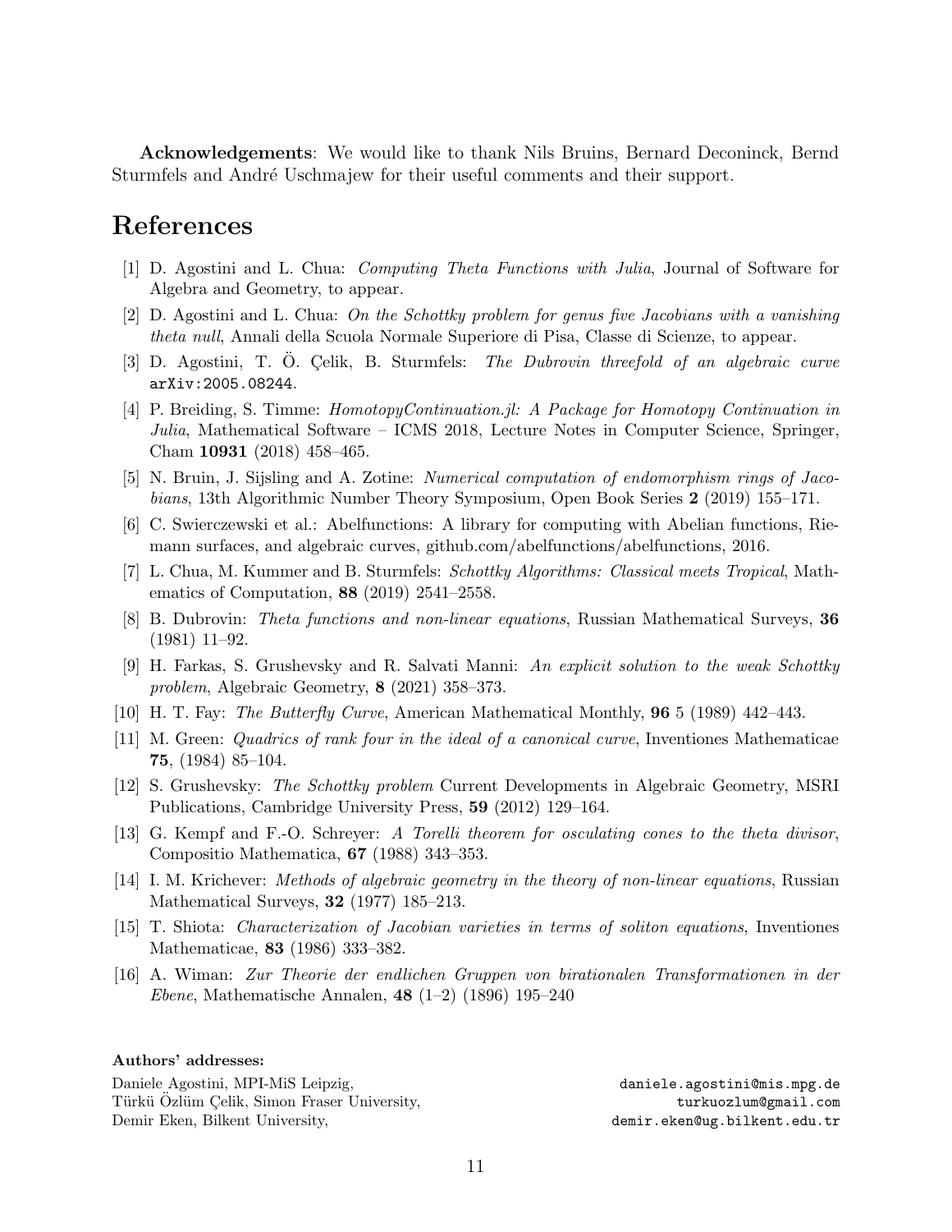**Acknowledgements**: We would like to thank Nils Bruins, Bernard Deconinck, Bernd Sturmfels and André Uschmajew for their useful comments and their support.

# References

[1] D. Agostini and L. Chua: *Computing Theta Functions with Julia*, Journal of Software for Algebra and Geometry, to appear.

[2] D. Agostini and L. Chua: *On the Schottky problem for genus five Jacobians with a vanishing theta null*, Annali della Scuola Normale Superiore di Pisa, Classe di Scienze, to appear.

[3] D. Agostini, T. Ö. Çelik, B. Sturmfels: *The Dubrovin threefold of an algebraic curve* `arXiv:2005.08244`.

[4] P. Breiding, S. Timme: *HomotopyContinuation.jl: A Package for Homotopy Continuation in Julia*, Mathematical Software – ICMS 2018, Lecture Notes in Computer Science, Springer, Cham **10931** (2018) 458–465.

[5] N. Bruin, J. Sijsling and A. Zotine: *Numerical computation of endomorphism rings of Jacobians*, 13th Algorithmic Number Theory Symposium, Open Book Series **2** (2019) 155–171.

[6] C. Swierczewski et al.: Abelfunctions: A library for computing with Abelian functions, Riemann surfaces, and algebraic curves, github.com/abelfunctions/abelfunctions, 2016.

[7] L. Chua, M. Kummer and B. Sturmfels: *Schottky Algorithms: Classical meets Tropical*, Mathematics of Computation, **88** (2019) 2541–2558.

[8] B. Dubrovin: *Theta functions and non-linear equations*, Russian Mathematical Surveys, **36** (1981) 11–92.

[9] H. Farkas, S. Grushevsky and R. Salvati Manni: *An explicit solution to the weak Schottky problem*, Algebraic Geometry, **8** (2021) 358–373.

[10] H. T. Fay: *The Butterfly Curve*, American Mathematical Monthly, **96** 5 (1989) 442–443.

[11] M. Green: *Quadrics of rank four in the ideal of a canonical curve*, Inventiones Mathematicae **75**, (1984) 85–104.

[12] S. Grushevsky: *The Schottky problem* Current Developments in Algebraic Geometry, MSRI Publications, Cambridge University Press, **59** (2012) 129–164.

[13] G. Kempf and F.-O. Schreyer: *A Torelli theorem for osculating cones to the theta divisor*, Compositio Mathematica, **67** (1988) 343–353.

[14] I. M. Krichever: *Methods of algebraic geometry in the theory of non-linear equations*, Russian Mathematical Surveys, **32** (1977) 185–213.

[15] T. Shiota: *Characterization of Jacobian varieties in terms of soliton equations*, Inventiones Mathematicae, **83** (1986) 333–382.

[16] A. Wiman: *Zur Theorie der endlichen Gruppen von birationalen Transformationen in der Ebene*, Mathematische Annalen, **48** (1–2) (1896) 195–240

**Authors' addresses:**

Daniele Agostini, MPI-MiS Leipzig, `daniele.agostini@mis.mpg.de`
Türkü Özlüm Çelik, Simon Fraser University, `turkuozlum@gmail.com`
Demir Eken, Bilkent University, `demir.eken@ug.bilkent.edu.tr`